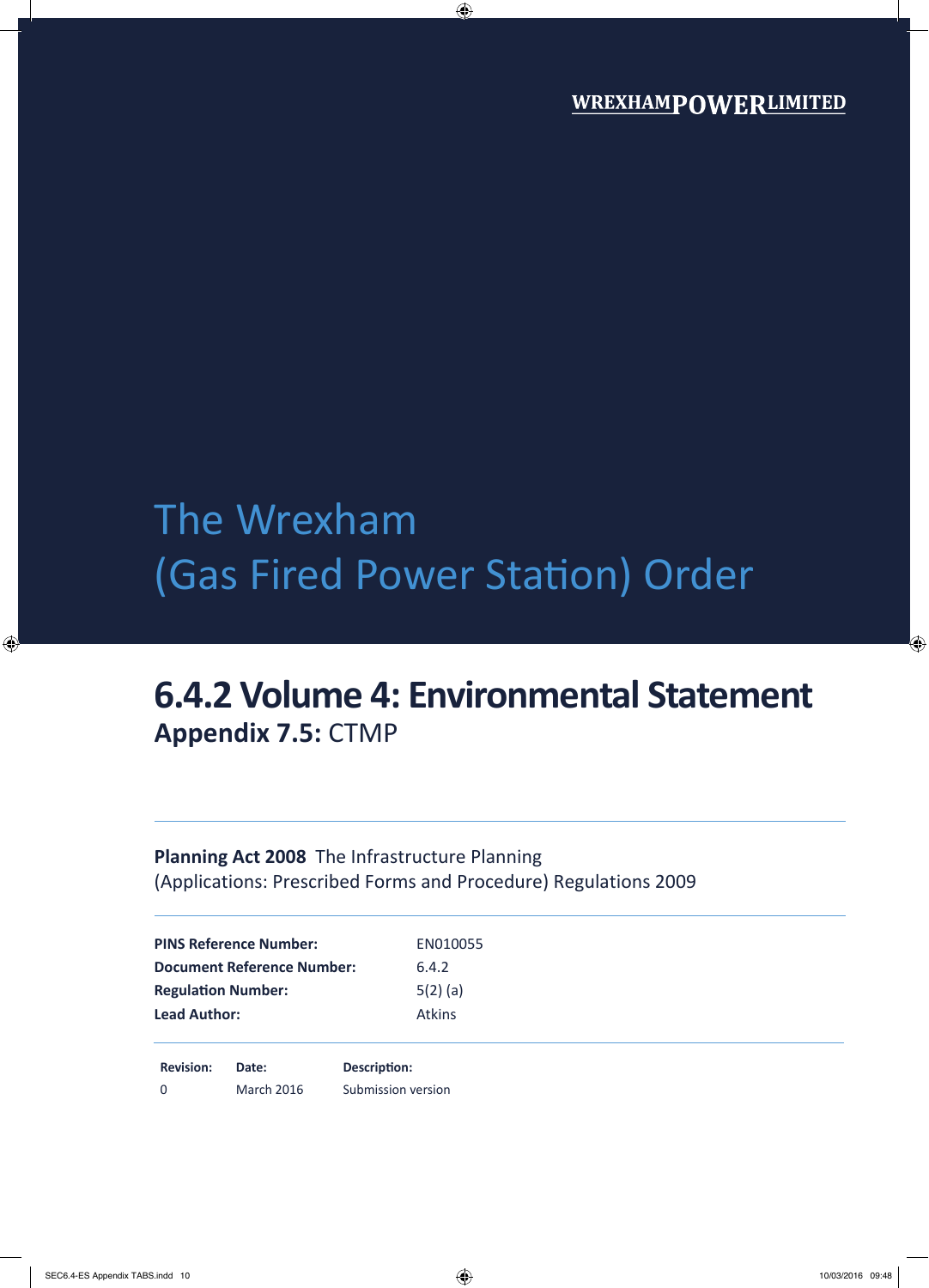WREXHAMPOWERLIMITED

# The Wrexham (Gas Fired Power Station) Order

## 6.4.2 Volume 4: Environmental Statement

### Appendix 7.5: CTMP

**Planning Act 2008** The Infrastructure Planning (Applications: Prescribed Forms and Procedure) Regulations 2009

| | |
|---|---|
| **PINS Reference Number:** | EN010055 |
| **Document Reference Number:** | 6.4.2 |
| **Regulation Number:** | 5(2) (a) |
| **Lead Author:** | Atkins |

| Revision: | Date: | Description: |
|---|---|---|
| 0 | March 2016 | Submission version |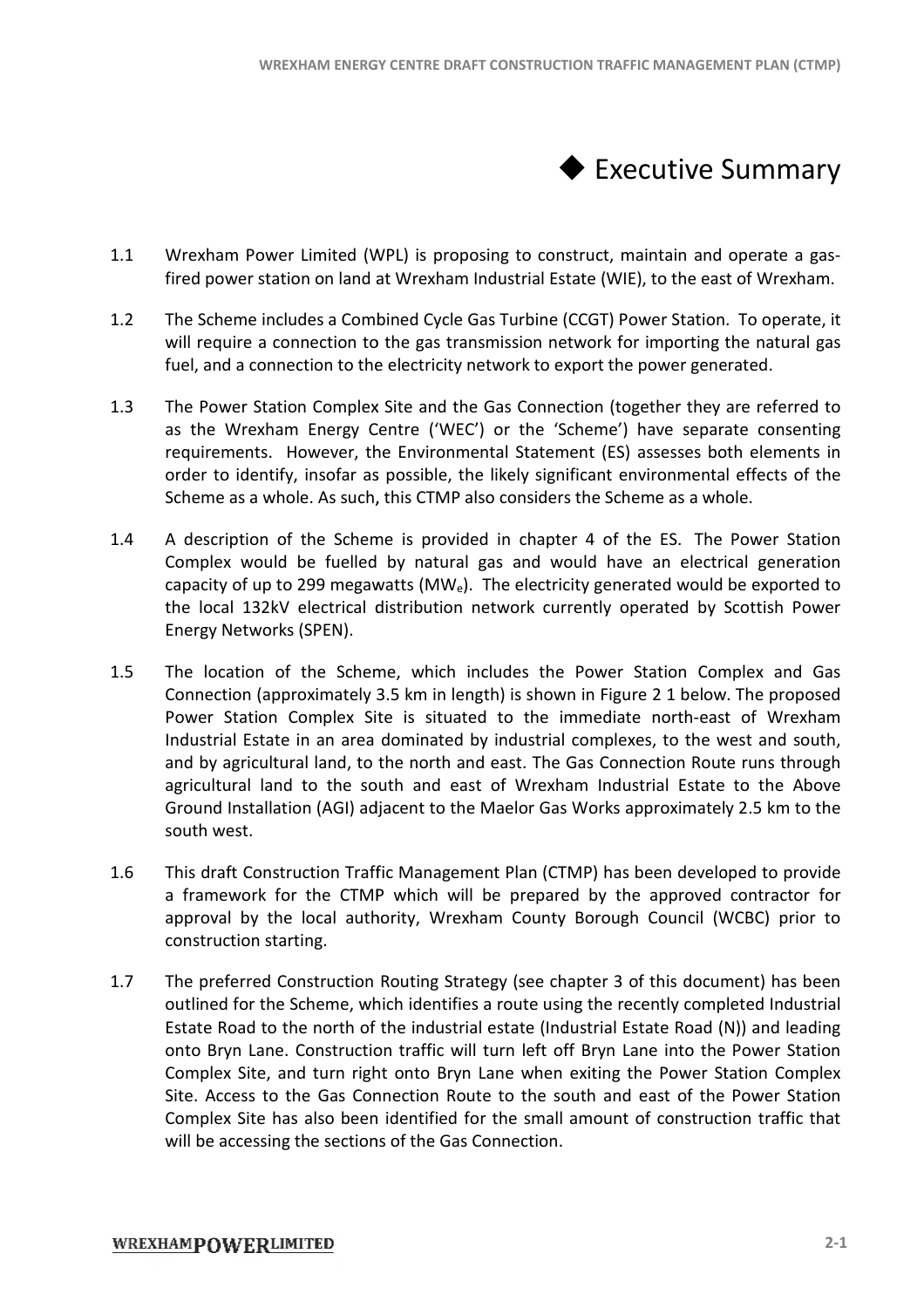# ◆ Executive Summary

1.1 Wrexham Power Limited (WPL) is proposing to construct, maintain and operate a gas-fired power station on land at Wrexham Industrial Estate (WIE), to the east of Wrexham.

1.2 The Scheme includes a Combined Cycle Gas Turbine (CCGT) Power Station. To operate, it will require a connection to the gas transmission network for importing the natural gas fuel, and a connection to the electricity network to export the power generated.

1.3 The Power Station Complex Site and the Gas Connection (together they are referred to as the Wrexham Energy Centre ('WEC') or the 'Scheme') have separate consenting requirements. However, the Environmental Statement (ES) assesses both elements in order to identify, insofar as possible, the likely significant environmental effects of the Scheme as a whole. As such, this CTMP also considers the Scheme as a whole.

1.4 A description of the Scheme is provided in chapter 4 of the ES. The Power Station Complex would be fuelled by natural gas and would have an electrical generation capacity of up to 299 megawatts ($MW_e$). The electricity generated would be exported to the local 132kV electrical distribution network currently operated by Scottish Power Energy Networks (SPEN).

1.5 The location of the Scheme, which includes the Power Station Complex and Gas Connection (approximately 3.5 km in length) is shown in Figure 2 1 below. The proposed Power Station Complex Site is situated to the immediate north-east of Wrexham Industrial Estate in an area dominated by industrial complexes, to the west and south, and by agricultural land, to the north and east. The Gas Connection Route runs through agricultural land to the south and east of Wrexham Industrial Estate to the Above Ground Installation (AGI) adjacent to the Maelor Gas Works approximately 2.5 km to the south west.

1.6 This draft Construction Traffic Management Plan (CTMP) has been developed to provide a framework for the CTMP which will be prepared by the approved contractor for approval by the local authority, Wrexham County Borough Council (WCBC) prior to construction starting.

1.7 The preferred Construction Routing Strategy (see chapter 3 of this document) has been outlined for the Scheme, which identifies a route using the recently completed Industrial Estate Road to the north of the industrial estate (Industrial Estate Road (N)) and leading onto Bryn Lane. Construction traffic will turn left off Bryn Lane into the Power Station Complex Site, and turn right onto Bryn Lane when exiting the Power Station Complex Site. Access to the Gas Connection Route to the south and east of the Power Station Complex Site has also been identified for the small amount of construction traffic that will be accessing the sections of the Gas Connection.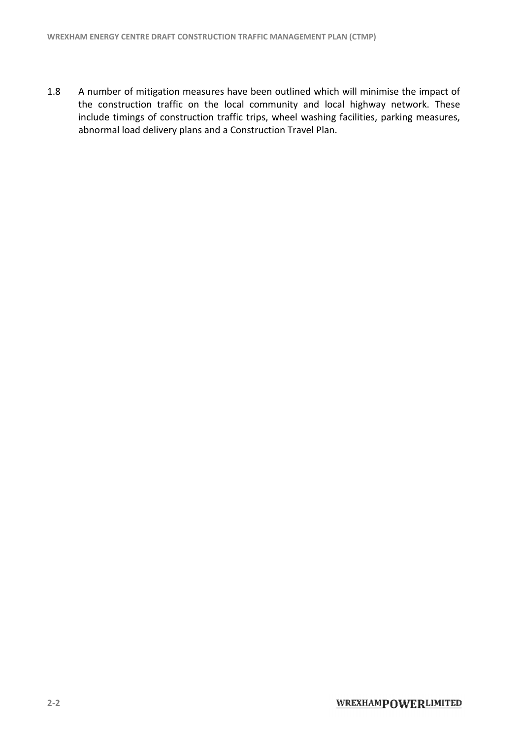1.8 A number of mitigation measures have been outlined which will minimise the impact of the construction traffic on the local community and local highway network. These include timings of construction traffic trips, wheel washing facilities, parking measures, abnormal load delivery plans and a Construction Travel Plan.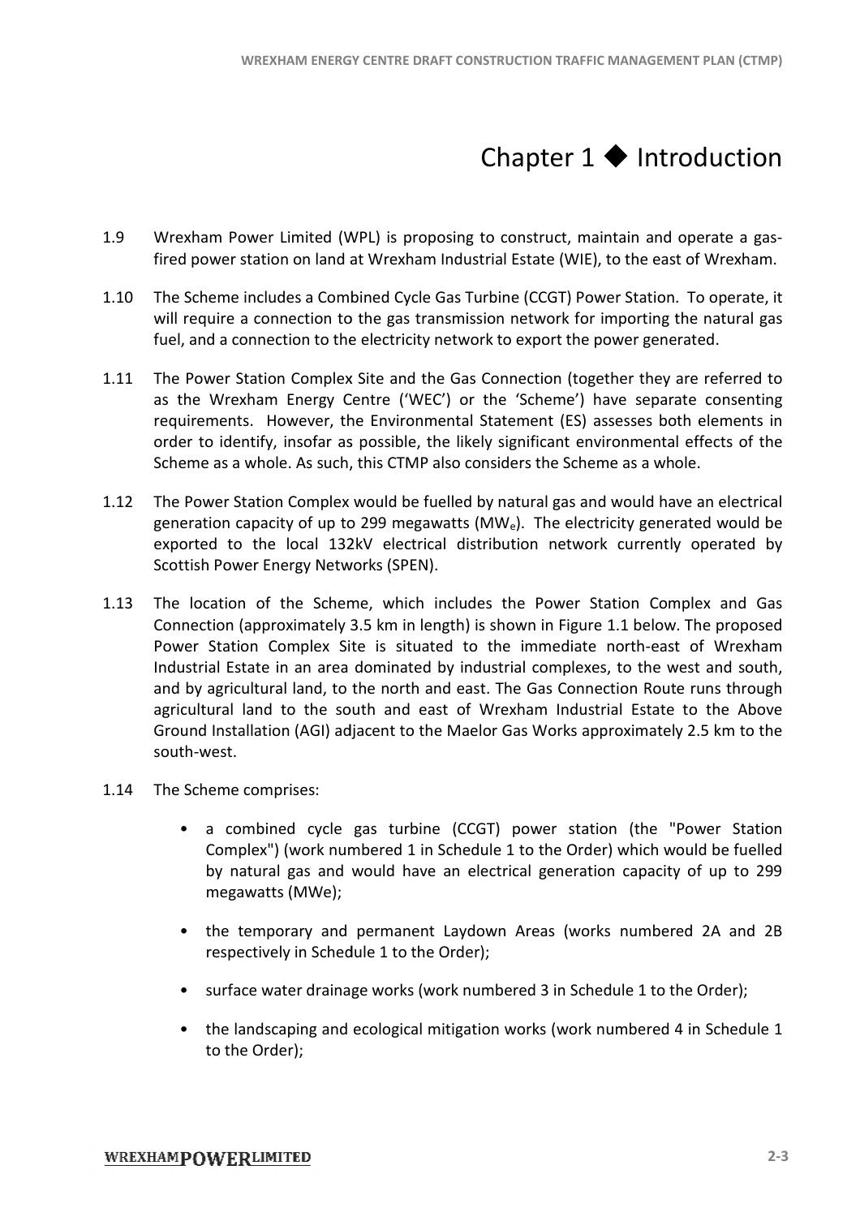# Chapter 1 ◆ Introduction

1.9 Wrexham Power Limited (WPL) is proposing to construct, maintain and operate a gas-fired power station on land at Wrexham Industrial Estate (WIE), to the east of Wrexham.

1.10 The Scheme includes a Combined Cycle Gas Turbine (CCGT) Power Station. To operate, it will require a connection to the gas transmission network for importing the natural gas fuel, and a connection to the electricity network to export the power generated.

1.11 The Power Station Complex Site and the Gas Connection (together they are referred to as the Wrexham Energy Centre ('WEC') or the 'Scheme') have separate consenting requirements. However, the Environmental Statement (ES) assesses both elements in order to identify, insofar as possible, the likely significant environmental effects of the Scheme as a whole. As such, this CTMP also considers the Scheme as a whole.

1.12 The Power Station Complex would be fuelled by natural gas and would have an electrical generation capacity of up to 299 megawatts ($MW_e$). The electricity generated would be exported to the local 132kV electrical distribution network currently operated by Scottish Power Energy Networks (SPEN).

1.13 The location of the Scheme, which includes the Power Station Complex and Gas Connection (approximately 3.5 km in length) is shown in Figure 1.1 below. The proposed Power Station Complex Site is situated to the immediate north-east of Wrexham Industrial Estate in an area dominated by industrial complexes, to the west and south, and by agricultural land, to the north and east. The Gas Connection Route runs through agricultural land to the south and east of Wrexham Industrial Estate to the Above Ground Installation (AGI) adjacent to the Maelor Gas Works approximately 2.5 km to the south-west.

1.14 The Scheme comprises:

- a combined cycle gas turbine (CCGT) power station (the "Power Station Complex") (work numbered 1 in Schedule 1 to the Order) which would be fuelled by natural gas and would have an electrical generation capacity of up to 299 megawatts (MWe);
- the temporary and permanent Laydown Areas (works numbered 2A and 2B respectively in Schedule 1 to the Order);
- surface water drainage works (work numbered 3 in Schedule 1 to the Order);
- the landscaping and ecological mitigation works (work numbered 4 in Schedule 1 to the Order);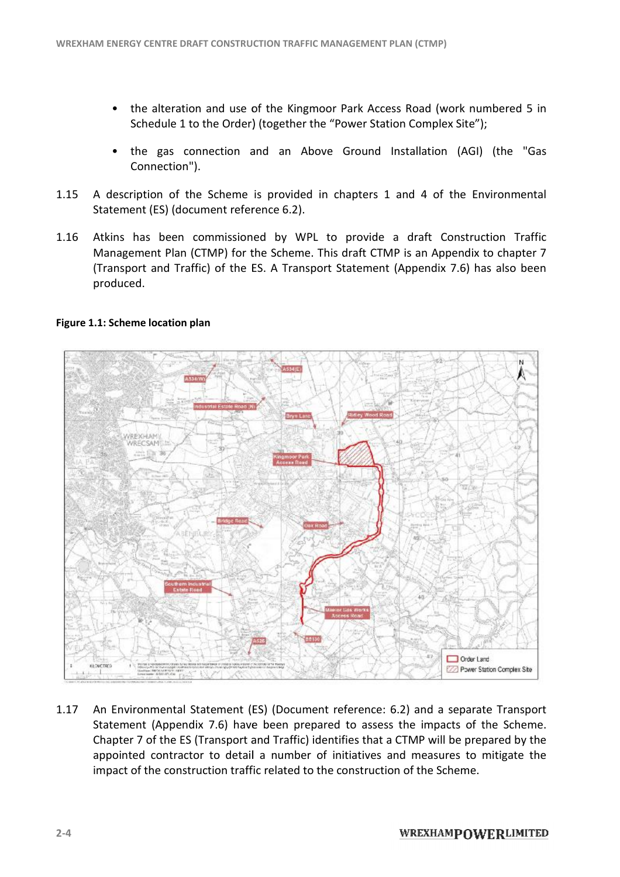- the alteration and use of the Kingmoor Park Access Road (work numbered 5 in Schedule 1 to the Order) (together the "Power Station Complex Site");
- the gas connection and an Above Ground Installation (AGI) (the "Gas Connection").

1.15 A description of the Scheme is provided in chapters 1 and 4 of the Environmental Statement (ES) (document reference 6.2).

1.16 Atkins has been commissioned by WPL to provide a draft Construction Traffic Management Plan (CTMP) for the Scheme. This draft CTMP is an Appendix to chapter 7 (Transport and Traffic) of the ES. A Transport Statement (Appendix 7.6) has also been produced.

**Figure 1.1: Scheme location plan**

1.17 An Environmental Statement (ES) (Document reference: 6.2) and a separate Transport Statement (Appendix 7.6) have been prepared to assess the impacts of the Scheme. Chapter 7 of the ES (Transport and Traffic) identifies that a CTMP will be prepared by the appointed contractor to detail a number of initiatives and measures to mitigate the impact of the construction traffic related to the construction of the Scheme.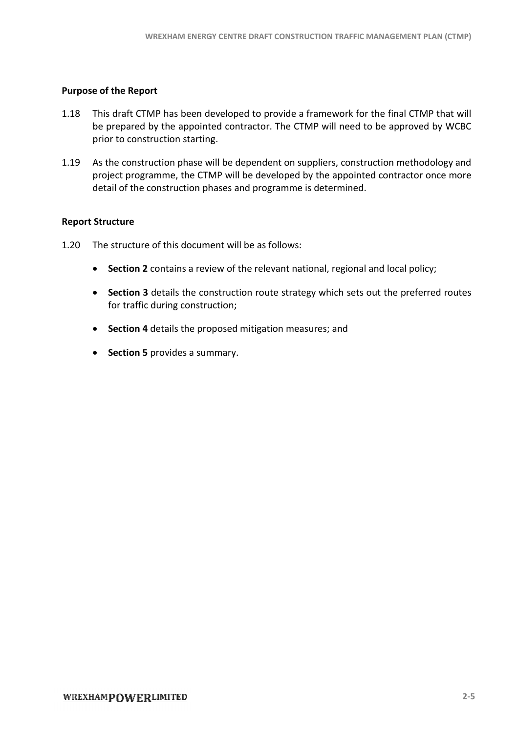### Purpose of the Report

1.18 This draft CTMP has been developed to provide a framework for the final CTMP that will be prepared by the appointed contractor. The CTMP will need to be approved by WCBC prior to construction starting.

1.19 As the construction phase will be dependent on suppliers, construction methodology and project programme, the CTMP will be developed by the appointed contractor once more detail of the construction phases and programme is determined.

### Report Structure

1.20 The structure of this document will be as follows:

- **Section 2** contains a review of the relevant national, regional and local policy;
- **Section 3** details the construction route strategy which sets out the preferred routes for traffic during construction;
- **Section 4** details the proposed mitigation measures; and
- **Section 5** provides a summary.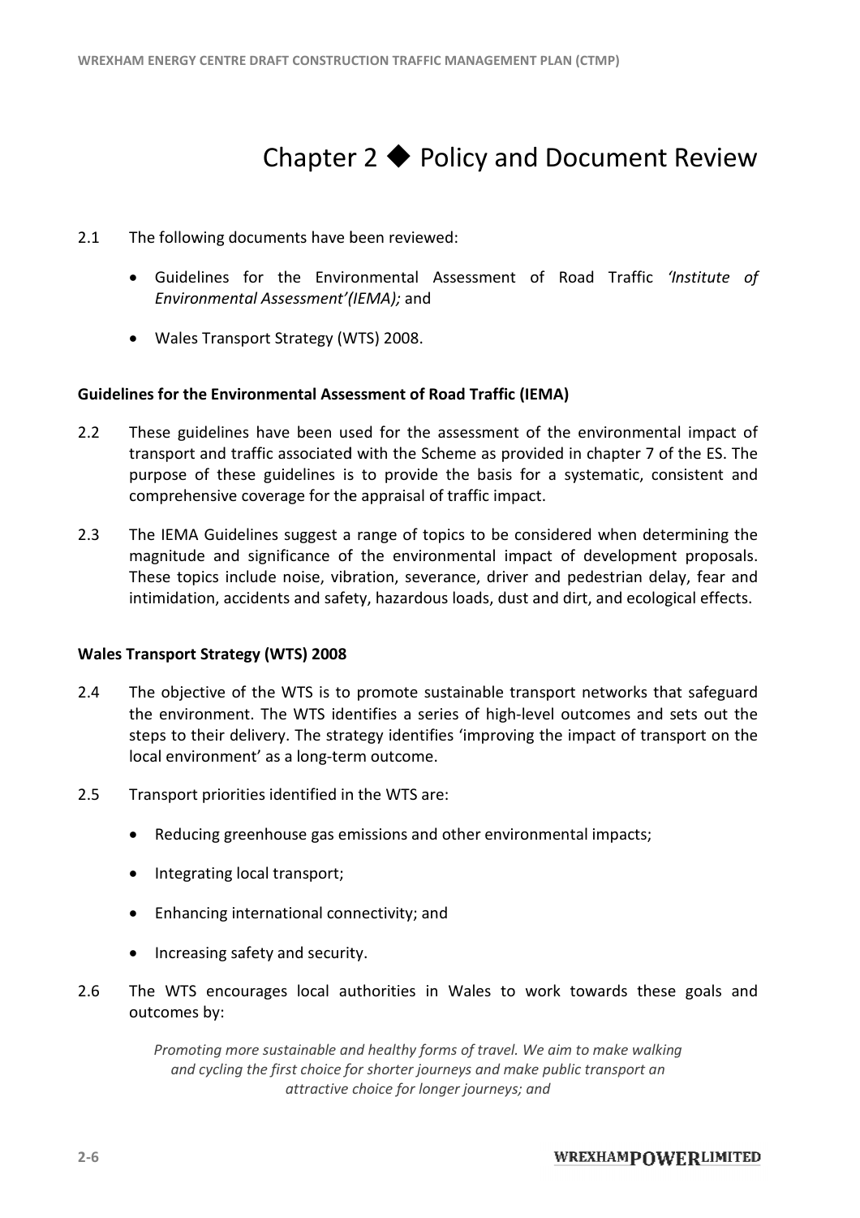# Chapter 2 ◆ Policy and Document Review

2.1 The following documents have been reviewed:

- Guidelines for the Environmental Assessment of Road Traffic *'Institute of Environmental Assessment'(IEMA);* and
- Wales Transport Strategy (WTS) 2008.

**Guidelines for the Environmental Assessment of Road Traffic (IEMA)**

2.2 These guidelines have been used for the assessment of the environmental impact of transport and traffic associated with the Scheme as provided in chapter 7 of the ES. The purpose of these guidelines is to provide the basis for a systematic, consistent and comprehensive coverage for the appraisal of traffic impact.

2.3 The IEMA Guidelines suggest a range of topics to be considered when determining the magnitude and significance of the environmental impact of development proposals. These topics include noise, vibration, severance, driver and pedestrian delay, fear and intimidation, accidents and safety, hazardous loads, dust and dirt, and ecological effects.

**Wales Transport Strategy (WTS) 2008**

2.4 The objective of the WTS is to promote sustainable transport networks that safeguard the environment. The WTS identifies a series of high-level outcomes and sets out the steps to their delivery. The strategy identifies 'improving the impact of transport on the local environment' as a long-term outcome.

2.5 Transport priorities identified in the WTS are:

- Reducing greenhouse gas emissions and other environmental impacts;
- Integrating local transport;
- Enhancing international connectivity; and
- Increasing safety and security.

2.6 The WTS encourages local authorities in Wales to work towards these goals and outcomes by:

> *Promoting more sustainable and healthy forms of travel. We aim to make walking and cycling the first choice for shorter journeys and make public transport an attractive choice for longer journeys; and*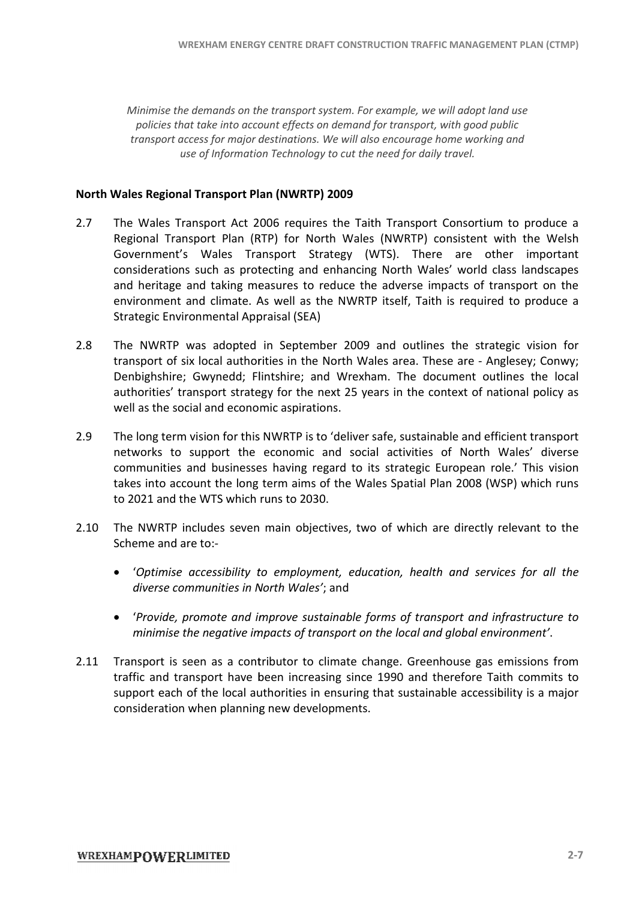*Minimise the demands on the transport system. For example, we will adopt land use policies that take into account effects on demand for transport, with good public transport access for major destinations. We will also encourage home working and use of Information Technology to cut the need for daily travel.*

**North Wales Regional Transport Plan (NWRTP) 2009**

2.7 The Wales Transport Act 2006 requires the Taith Transport Consortium to produce a Regional Transport Plan (RTP) for North Wales (NWRTP) consistent with the Welsh Government's Wales Transport Strategy (WTS). There are other important considerations such as protecting and enhancing North Wales' world class landscapes and heritage and taking measures to reduce the adverse impacts of transport on the environment and climate. As well as the NWRTP itself, Taith is required to produce a Strategic Environmental Appraisal (SEA)

2.8 The NWRTP was adopted in September 2009 and outlines the strategic vision for transport of six local authorities in the North Wales area. These are - Anglesey; Conwy; Denbighshire; Gwynedd; Flintshire; and Wrexham. The document outlines the local authorities' transport strategy for the next 25 years in the context of national policy as well as the social and economic aspirations.

2.9 The long term vision for this NWRTP is to 'deliver safe, sustainable and efficient transport networks to support the economic and social activities of North Wales' diverse communities and businesses having regard to its strategic European role.' This vision takes into account the long term aims of the Wales Spatial Plan 2008 (WSP) which runs to 2021 and the WTS which runs to 2030.

2.10 The NWRTP includes seven main objectives, two of which are directly relevant to the Scheme and are to:-

- '*Optimise accessibility to employment, education, health and services for all the diverse communities in North Wales'*; and
- '*Provide, promote and improve sustainable forms of transport and infrastructure to minimise the negative impacts of transport on the local and global environment'*.

2.11 Transport is seen as a contributor to climate change. Greenhouse gas emissions from traffic and transport have been increasing since 1990 and therefore Taith commits to support each of the local authorities in ensuring that sustainable accessibility is a major consideration when planning new developments.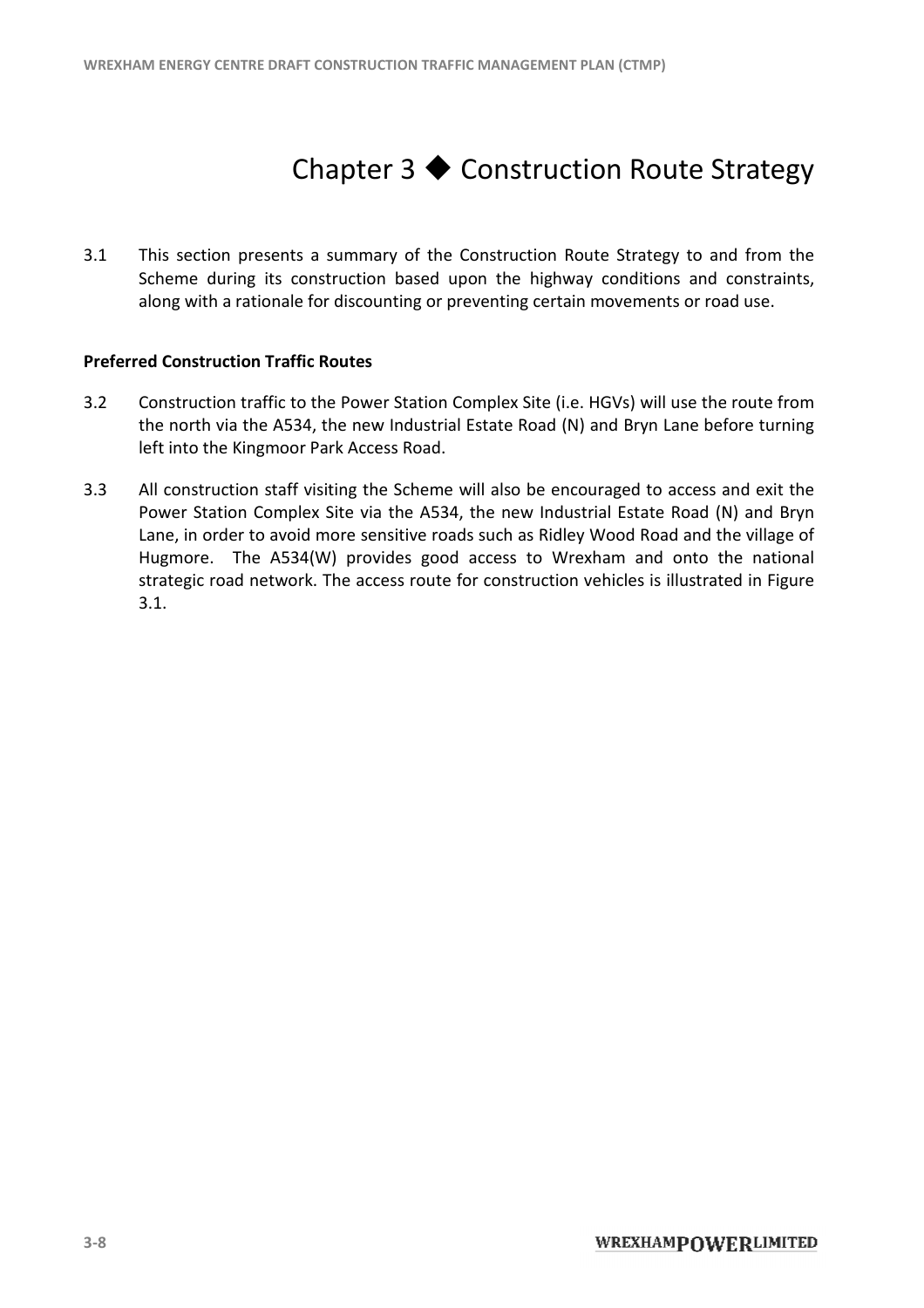# Chapter 3 ◆ Construction Route Strategy

3.1 This section presents a summary of the Construction Route Strategy to and from the Scheme during its construction based upon the highway conditions and constraints, along with a rationale for discounting or preventing certain movements or road use.

**Preferred Construction Traffic Routes**

3.2 Construction traffic to the Power Station Complex Site (i.e. HGVs) will use the route from the north via the A534, the new Industrial Estate Road (N) and Bryn Lane before turning left into the Kingmoor Park Access Road.

3.3 All construction staff visiting the Scheme will also be encouraged to access and exit the Power Station Complex Site via the A534, the new Industrial Estate Road (N) and Bryn Lane, in order to avoid more sensitive roads such as Ridley Wood Road and the village of Hugmore. The A534(W) provides good access to Wrexham and onto the national strategic road network. The access route for construction vehicles is illustrated in Figure 3.1.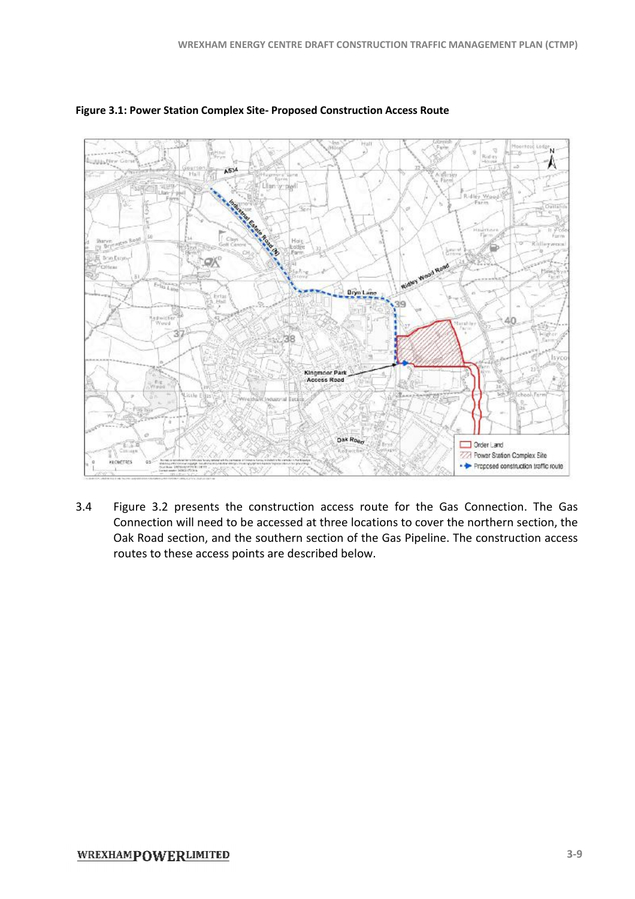**Figure 3.1: Power Station Complex Site- Proposed Construction Access Route**

3.4 Figure 3.2 presents the construction access route for the Gas Connection. The Gas Connection will need to be accessed at three locations to cover the northern section, the Oak Road section, and the southern section of the Gas Pipeline. The construction access routes to these access points are described below.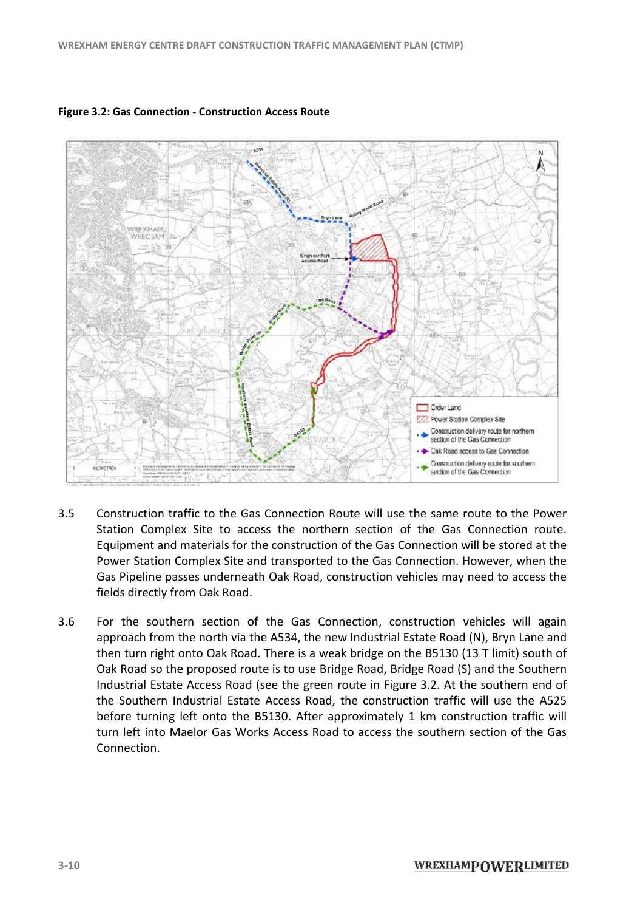**Figure 3.2: Gas Connection - Construction Access Route**

3.5 Construction traffic to the Gas Connection Route will use the same route to the Power Station Complex Site to access the northern section of the Gas Connection route. Equipment and materials for the construction of the Gas Connection will be stored at the Power Station Complex Site and transported to the Gas Connection. However, when the Gas Pipeline passes underneath Oak Road, construction vehicles may need to access the fields directly from Oak Road.

3.6 For the southern section of the Gas Connection, construction vehicles will again approach from the north via the A534, the new Industrial Estate Road (N), Bryn Lane and then turn right onto Oak Road. There is a weak bridge on the B5130 (13 T limit) south of Oak Road so the proposed route is to use Bridge Road, Bridge Road (S) and the Southern Industrial Estate Access Road (see the green route in Figure 3.2. At the southern end of the Southern Industrial Estate Access Road, the construction traffic will use the A525 before turning left onto the B5130. After approximately 1 km construction traffic will turn left into Maelor Gas Works Access Road to access the southern section of the Gas Connection.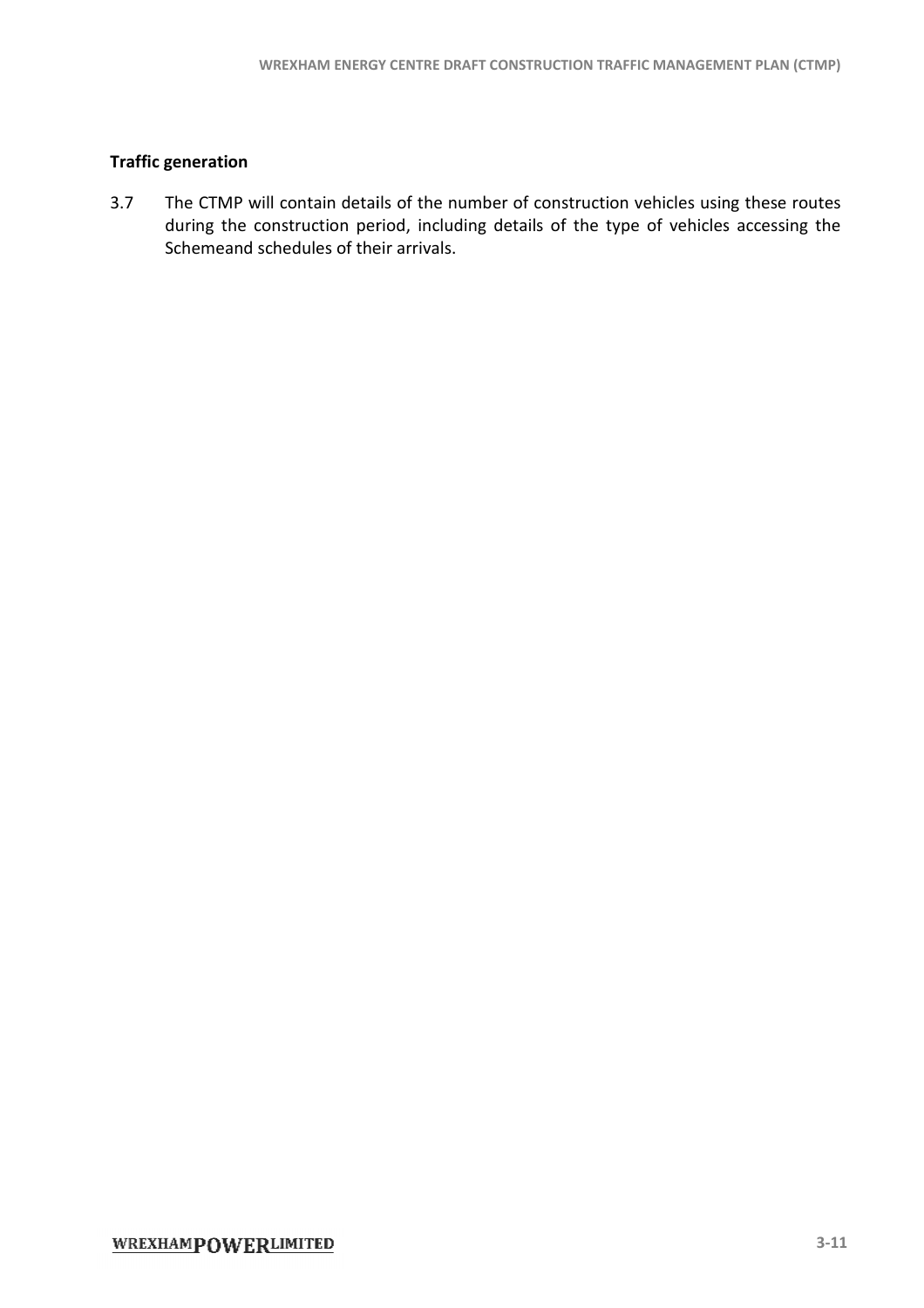**Traffic generation**

3.7 The CTMP will contain details of the number of construction vehicles using these routes during the construction period, including details of the type of vehicles accessing the Schemeand schedules of their arrivals.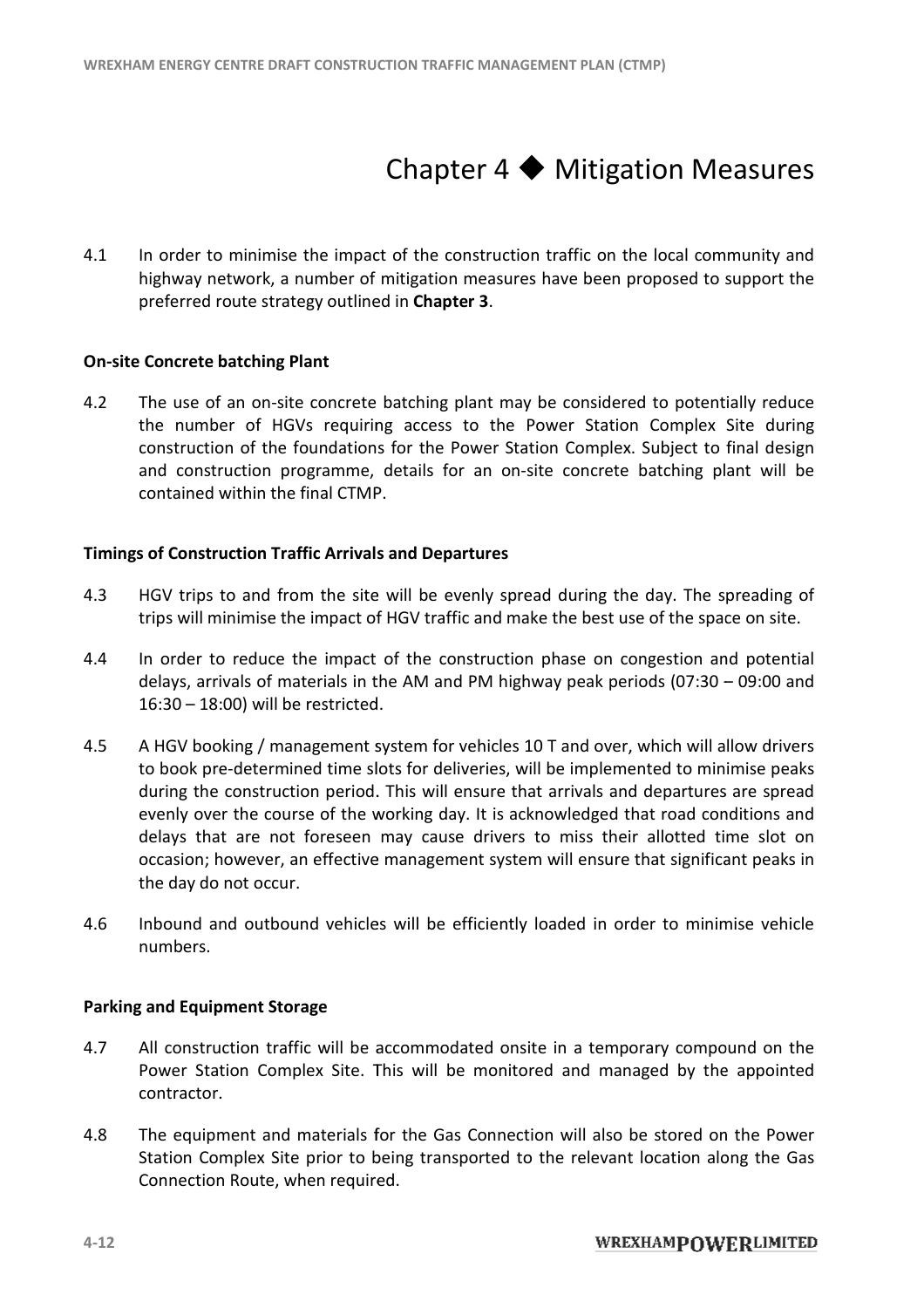# Chapter 4 ◆ Mitigation Measures

4.1 In order to minimise the impact of the construction traffic on the local community and highway network, a number of mitigation measures have been proposed to support the preferred route strategy outlined in **Chapter 3**.

**On-site Concrete batching Plant**

4.2 The use of an on-site concrete batching plant may be considered to potentially reduce the number of HGVs requiring access to the Power Station Complex Site during construction of the foundations for the Power Station Complex. Subject to final design and construction programme, details for an on-site concrete batching plant will be contained within the final CTMP.

**Timings of Construction Traffic Arrivals and Departures**

4.3 HGV trips to and from the site will be evenly spread during the day. The spreading of trips will minimise the impact of HGV traffic and make the best use of the space on site.

4.4 In order to reduce the impact of the construction phase on congestion and potential delays, arrivals of materials in the AM and PM highway peak periods (07:30 – 09:00 and 16:30 – 18:00) will be restricted.

4.5 A HGV booking / management system for vehicles 10 T and over, which will allow drivers to book pre-determined time slots for deliveries, will be implemented to minimise peaks during the construction period. This will ensure that arrivals and departures are spread evenly over the course of the working day. It is acknowledged that road conditions and delays that are not foreseen may cause drivers to miss their allotted time slot on occasion; however, an effective management system will ensure that significant peaks in the day do not occur.

4.6 Inbound and outbound vehicles will be efficiently loaded in order to minimise vehicle numbers.

**Parking and Equipment Storage**

4.7 All construction traffic will be accommodated onsite in a temporary compound on the Power Station Complex Site. This will be monitored and managed by the appointed contractor.

4.8 The equipment and materials for the Gas Connection will also be stored on the Power Station Complex Site prior to being transported to the relevant location along the Gas Connection Route, when required.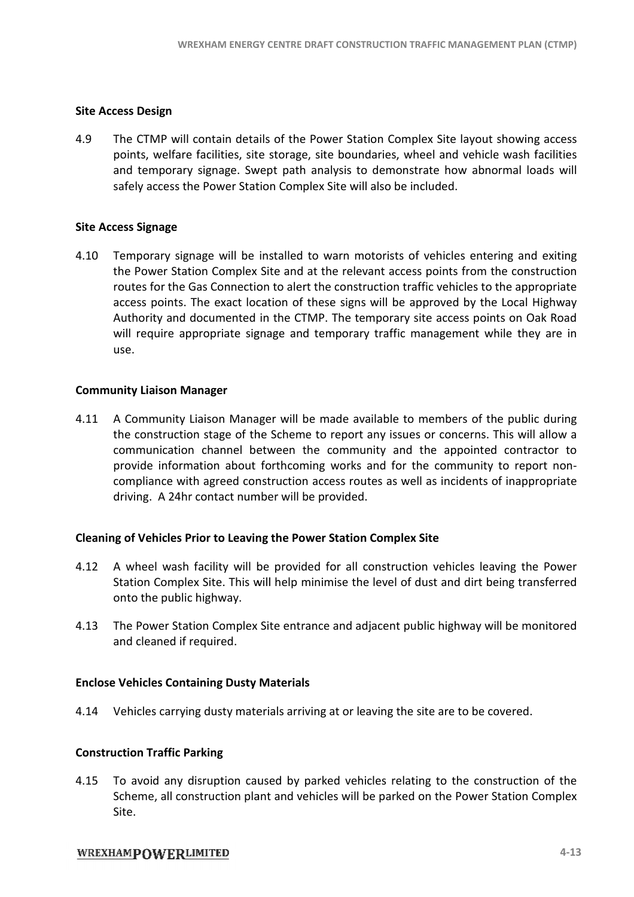**Site Access Design**

4.9 The CTMP will contain details of the Power Station Complex Site layout showing access points, welfare facilities, site storage, site boundaries, wheel and vehicle wash facilities and temporary signage. Swept path analysis to demonstrate how abnormal loads will safely access the Power Station Complex Site will also be included.

**Site Access Signage**

4.10 Temporary signage will be installed to warn motorists of vehicles entering and exiting the Power Station Complex Site and at the relevant access points from the construction routes for the Gas Connection to alert the construction traffic vehicles to the appropriate access points. The exact location of these signs will be approved by the Local Highway Authority and documented in the CTMP. The temporary site access points on Oak Road will require appropriate signage and temporary traffic management while they are in use.

**Community Liaison Manager**

4.11 A Community Liaison Manager will be made available to members of the public during the construction stage of the Scheme to report any issues or concerns. This will allow a communication channel between the community and the appointed contractor to provide information about forthcoming works and for the community to report non-compliance with agreed construction access routes as well as incidents of inappropriate driving. A 24hr contact number will be provided.

**Cleaning of Vehicles Prior to Leaving the Power Station Complex Site**

4.12 A wheel wash facility will be provided for all construction vehicles leaving the Power Station Complex Site. This will help minimise the level of dust and dirt being transferred onto the public highway.

4.13 The Power Station Complex Site entrance and adjacent public highway will be monitored and cleaned if required.

**Enclose Vehicles Containing Dusty Materials**

4.14 Vehicles carrying dusty materials arriving at or leaving the site are to be covered.

**Construction Traffic Parking**

4.15 To avoid any disruption caused by parked vehicles relating to the construction of the Scheme, all construction plant and vehicles will be parked on the Power Station Complex Site.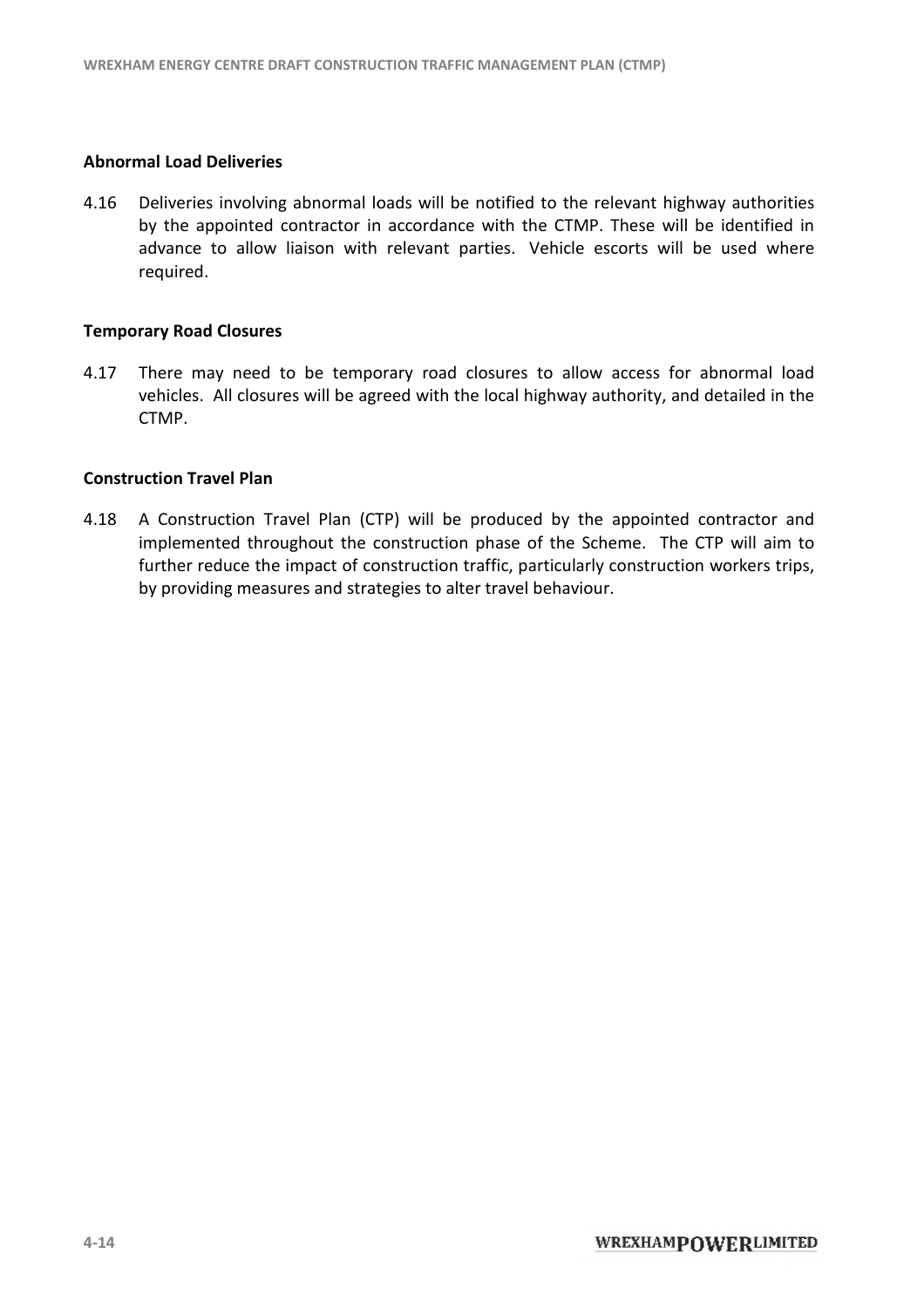### Abnormal Load Deliveries

4.16 Deliveries involving abnormal loads will be notified to the relevant highway authorities by the appointed contractor in accordance with the CTMP. These will be identified in advance to allow liaison with relevant parties. Vehicle escorts will be used where required.

### Temporary Road Closures

4.17 There may need to be temporary road closures to allow access for abnormal load vehicles. All closures will be agreed with the local highway authority, and detailed in the CTMP.

### Construction Travel Plan

4.18 A Construction Travel Plan (CTP) will be produced by the appointed contractor and implemented throughout the construction phase of the Scheme. The CTP will aim to further reduce the impact of construction traffic, particularly construction workers trips, by providing measures and strategies to alter travel behaviour.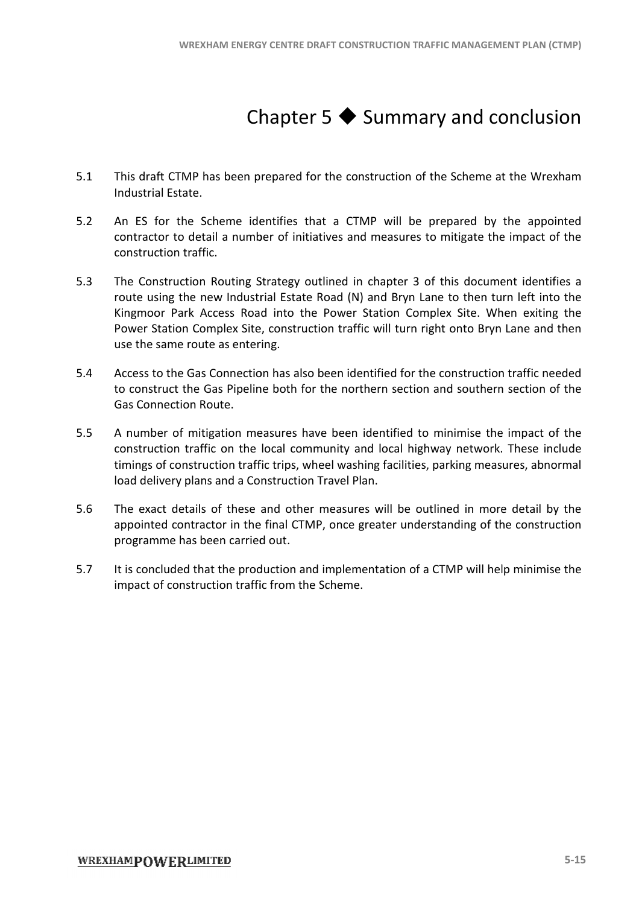# Chapter 5 ◆ Summary and conclusion

5.1 This draft CTMP has been prepared for the construction of the Scheme at the Wrexham Industrial Estate.

5.2 An ES for the Scheme identifies that a CTMP will be prepared by the appointed contractor to detail a number of initiatives and measures to mitigate the impact of the construction traffic.

5.3 The Construction Routing Strategy outlined in chapter 3 of this document identifies a route using the new Industrial Estate Road (N) and Bryn Lane to then turn left into the Kingmoor Park Access Road into the Power Station Complex Site. When exiting the Power Station Complex Site, construction traffic will turn right onto Bryn Lane and then use the same route as entering.

5.4 Access to the Gas Connection has also been identified for the construction traffic needed to construct the Gas Pipeline both for the northern section and southern section of the Gas Connection Route.

5.5 A number of mitigation measures have been identified to minimise the impact of the construction traffic on the local community and local highway network. These include timings of construction traffic trips, wheel washing facilities, parking measures, abnormal load delivery plans and a Construction Travel Plan.

5.6 The exact details of these and other measures will be outlined in more detail by the appointed contractor in the final CTMP, once greater understanding of the construction programme has been carried out.

5.7 It is concluded that the production and implementation of a CTMP will help minimise the impact of construction traffic from the Scheme.